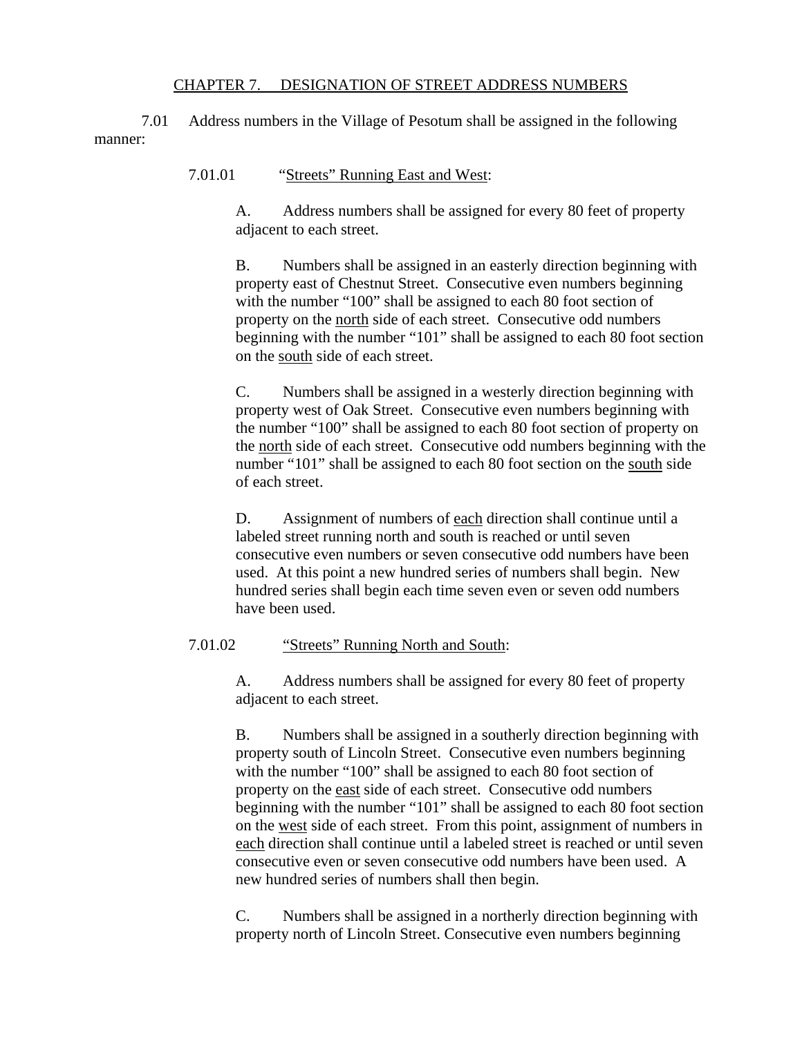## CHAPTER 7. DESIGNATION OF STREET ADDRESS NUMBERS

7.01 Address numbers in the Village of Pesotum shall be assigned in the following manner:

7.01.01 "Streets" Running East and West:

A. Address numbers shall be assigned for every 80 feet of property adjacent to each street.

B. Numbers shall be assigned in an easterly direction beginning with property east of Chestnut Street. Consecutive even numbers beginning with the number "100" shall be assigned to each 80 foot section of property on the north side of each street. Consecutive odd numbers beginning with the number "101" shall be assigned to each 80 foot section on the south side of each street.

C. Numbers shall be assigned in a westerly direction beginning with property west of Oak Street. Consecutive even numbers beginning with the number "100" shall be assigned to each 80 foot section of property on the north side of each street. Consecutive odd numbers beginning with the number "101" shall be assigned to each 80 foot section on the south side of each street.

D. Assignment of numbers of each direction shall continue until a labeled street running north and south is reached or until seven consecutive even numbers or seven consecutive odd numbers have been used. At this point a new hundred series of numbers shall begin. New hundred series shall begin each time seven even or seven odd numbers have been used.

7.01.02 "Streets" Running North and South:

A. Address numbers shall be assigned for every 80 feet of property adjacent to each street.

B. Numbers shall be assigned in a southerly direction beginning with property south of Lincoln Street. Consecutive even numbers beginning with the number "100" shall be assigned to each 80 foot section of property on the east side of each street. Consecutive odd numbers beginning with the number "101" shall be assigned to each 80 foot section on the west side of each street. From this point, assignment of numbers in each direction shall continue until a labeled street is reached or until seven consecutive even or seven consecutive odd numbers have been used. A new hundred series of numbers shall then begin.

C. Numbers shall be assigned in a northerly direction beginning with property north of Lincoln Street. Consecutive even numbers beginning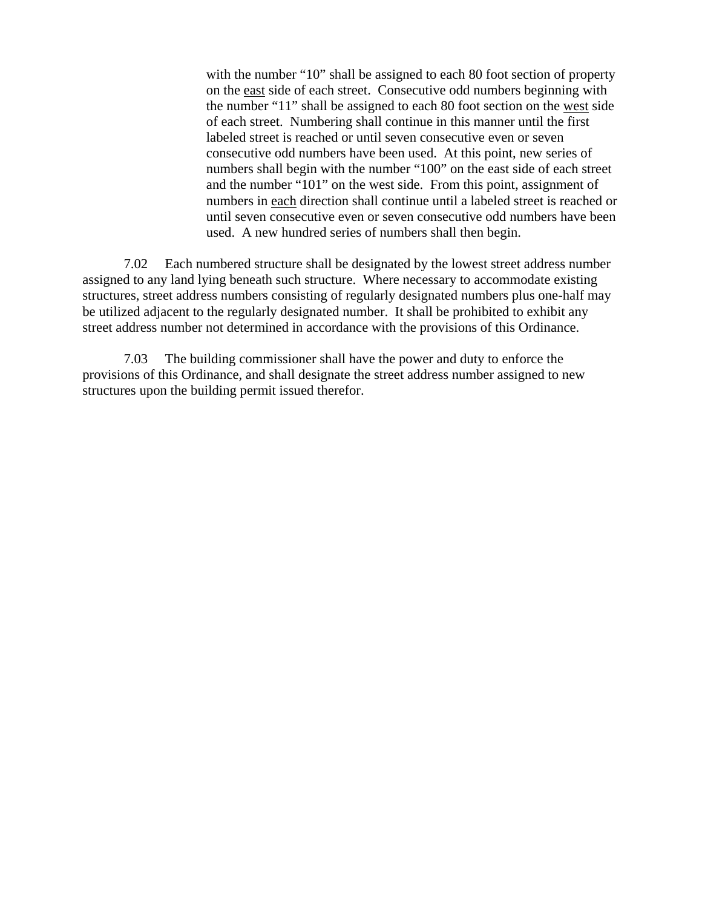with the number "10" shall be assigned to each 80 foot section of property on the <u>east</u> side of each street. Consecutive odd numbers beginning with the number "11" shall be assigned to each 80 foot section on the <u>west</u> side of each street. Numbering shall continue in this manner until the first labeled street is reached or until seven consecutive even or seven consecutive odd numbers have been used. At this point, new series of numbers shall begin with the number "100" on the east side of each street and the number "101" on the west side. From this point, assignment of numbers in <u>each</u> direction shall continue until a labeled street is reached or until seven consecutive even or seven consecutive odd numbers have been used. A new hundred series of numbers shall then begin.

7.02 Each numbered structure shall be designated by the lowest street address number assigned to any land lying beneath such structure. Where necessary to accommodate existing structures, street address numbers consisting of regularly designated numbers plus one-half may be utilized adjacent to the regularly designated number. It shall be prohibited to exhibit any street address number not determined in accordance with the provisions of this Ordinance.

7.03 The building commissioner shall have the power and duty to enforce the provisions of this Ordinance, and shall designate the street address number assigned to new structures upon the building permit issued therefor.